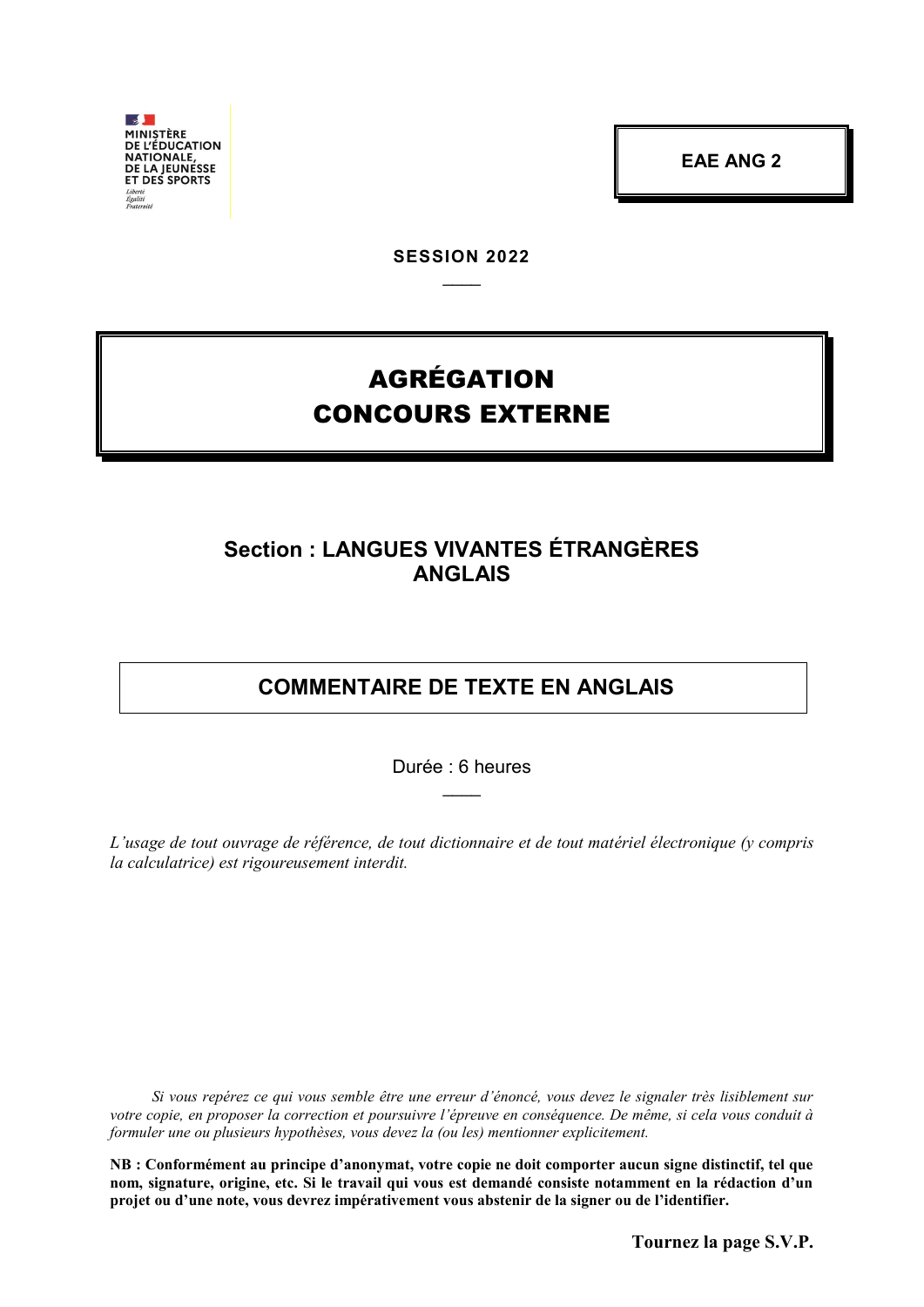MINISTÈRE
DE L'ÉDUCATION
NATIONALE,
DE LA JEUNESSE
ET DES SPORTS

*Liberté*
*Égalité*
*Fraternité*

**EAE ANG 2**

**SESSION 2022**

# AGRÉGATION
# CONCOURS EXTERNE

## Section : LANGUES VIVANTES ÉTRANGÈRES ANGLAIS

## COMMENTAIRE DE TEXTE EN ANGLAIS

Durée : 6 heures

*L'usage de tout ouvrage de référence, de tout dictionnaire et de tout matériel électronique (y compris la calculatrice) est rigoureusement interdit.*

*Si vous repérez ce qui vous semble être une erreur d'énoncé, vous devez le signaler très lisiblement sur votre copie, en proposer la correction et poursuivre l'épreuve en conséquence. De même, si cela vous conduit à formuler une ou plusieurs hypothèses, vous devez la (ou les) mentionner explicitement.*

**NB : Conformément au principe d'anonymat, votre copie ne doit comporter aucun signe distinctif, tel que nom, signature, origine, etc. Si le travail qui vous est demandé consiste notamment en la rédaction d'un projet ou d'une note, vous devrez impérativement vous abstenir de la signer ou de l'identifier.**

**Tournez la page S.V.P.**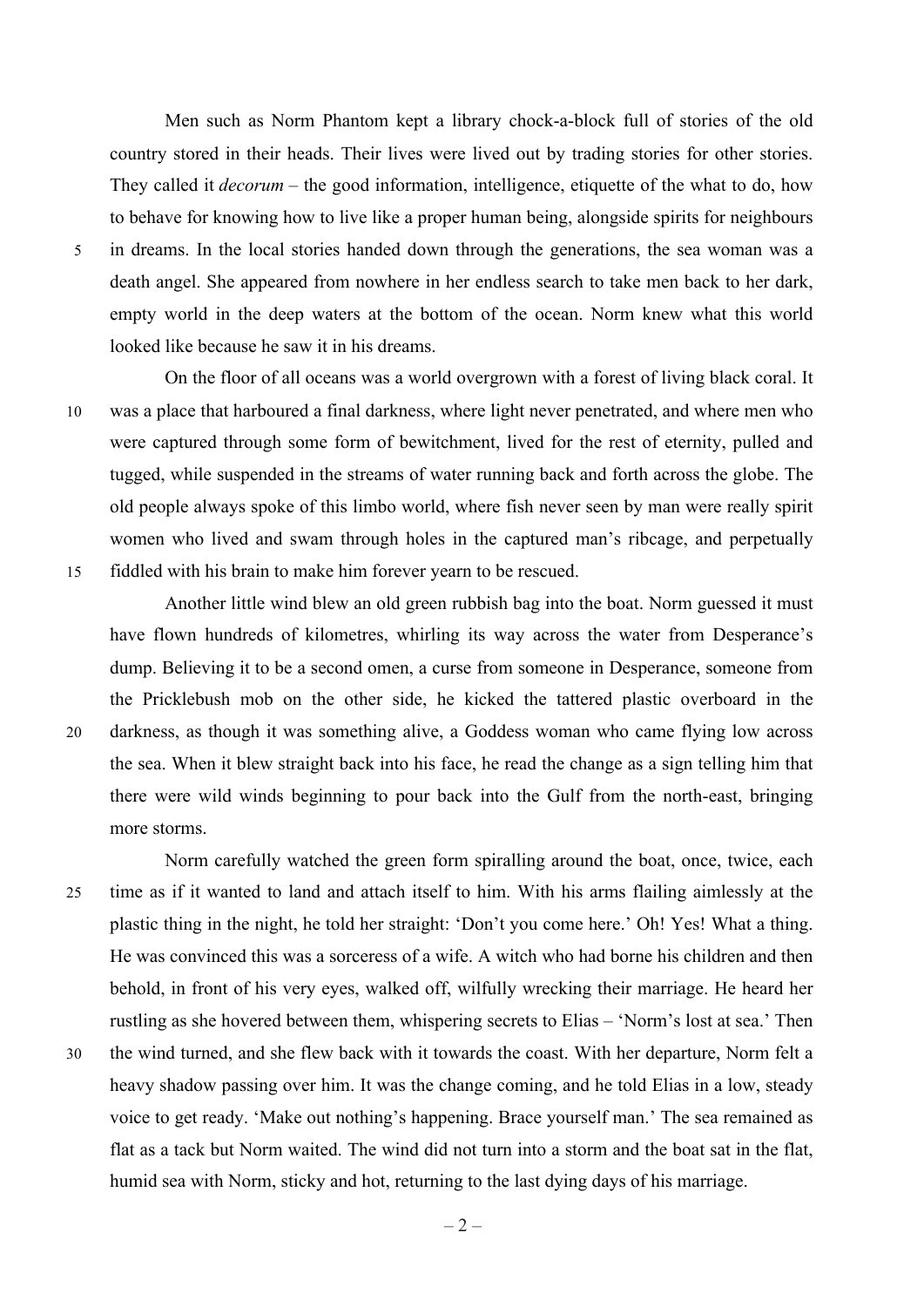Men such as Norm Phantom kept a library chock-a-block full of stories of the old country stored in their heads. Their lives were lived out by trading stories for other stories. They called it *decorum* – the good information, intelligence, etiquette of the what to do, how to behave for knowing how to live like a proper human being, alongside spirits for neighbours in dreams. In the local stories handed down through the generations, the sea woman was a death angel. She appeared from nowhere in her endless search to take men back to her dark, empty world in the deep waters at the bottom of the ocean. Norm knew what this world looked like because he saw it in his dreams.

On the floor of all oceans was a world overgrown with a forest of living black coral. It was a place that harboured a final darkness, where light never penetrated, and where men who were captured through some form of bewitchment, lived for the rest of eternity, pulled and tugged, while suspended in the streams of water running back and forth across the globe. The old people always spoke of this limbo world, where fish never seen by man were really spirit women who lived and swam through holes in the captured man's ribcage, and perpetually fiddled with his brain to make him forever yearn to be rescued.

Another little wind blew an old green rubbish bag into the boat. Norm guessed it must have flown hundreds of kilometres, whirling its way across the water from Desperance's dump. Believing it to be a second omen, a curse from someone in Desperance, someone from the Pricklebush mob on the other side, he kicked the tattered plastic overboard in the darkness, as though it was something alive, a Goddess woman who came flying low across the sea. When it blew straight back into his face, he read the change as a sign telling him that there were wild winds beginning to pour back into the Gulf from the north-east, bringing more storms.

Norm carefully watched the green form spiralling around the boat, once, twice, each time as if it wanted to land and attach itself to him. With his arms flailing aimlessly at the plastic thing in the night, he told her straight: 'Don't you come here.' Oh! Yes! What a thing. He was convinced this was a sorceress of a wife. A witch who had borne his children and then behold, in front of his very eyes, walked off, wilfully wrecking their marriage. He heard her rustling as she hovered between them, whispering secrets to Elias – 'Norm's lost at sea.' Then the wind turned, and she flew back with it towards the coast. With her departure, Norm felt a heavy shadow passing over him. It was the change coming, and he told Elias in a low, steady voice to get ready. 'Make out nothing's happening. Brace yourself man.' The sea remained as flat as a tack but Norm waited. The wind did not turn into a storm and the boat sat in the flat, humid sea with Norm, sticky and hot, returning to the last dying days of his marriage.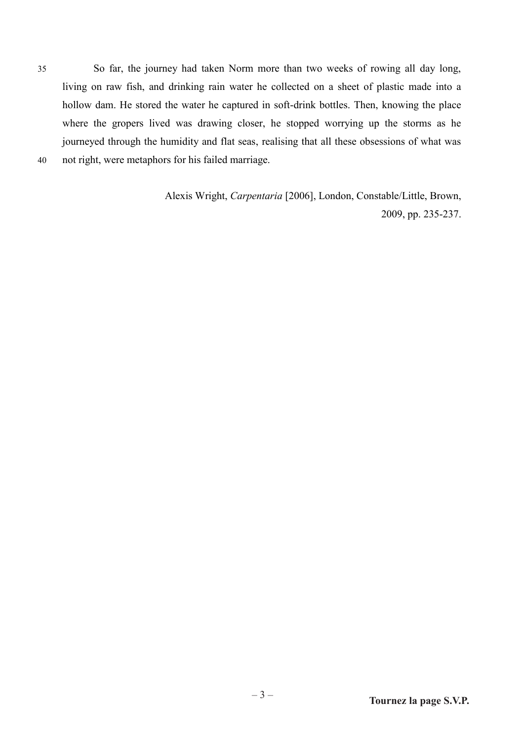So far, the journey had taken Norm more than two weeks of rowing all day long, living on raw fish, and drinking rain water he collected on a sheet of plastic made into a hollow dam. He stored the water he captured in soft-drink bottles. Then, knowing the place where the gropers lived was drawing closer, he stopped worrying up the storms as he journeyed through the humidity and flat seas, realising that all these obsessions of what was not right, were metaphors for his failed marriage.

Alexis Wright, *Carpentaria* [2006], London, Constable/Little, Brown, 2009, pp. 235-237.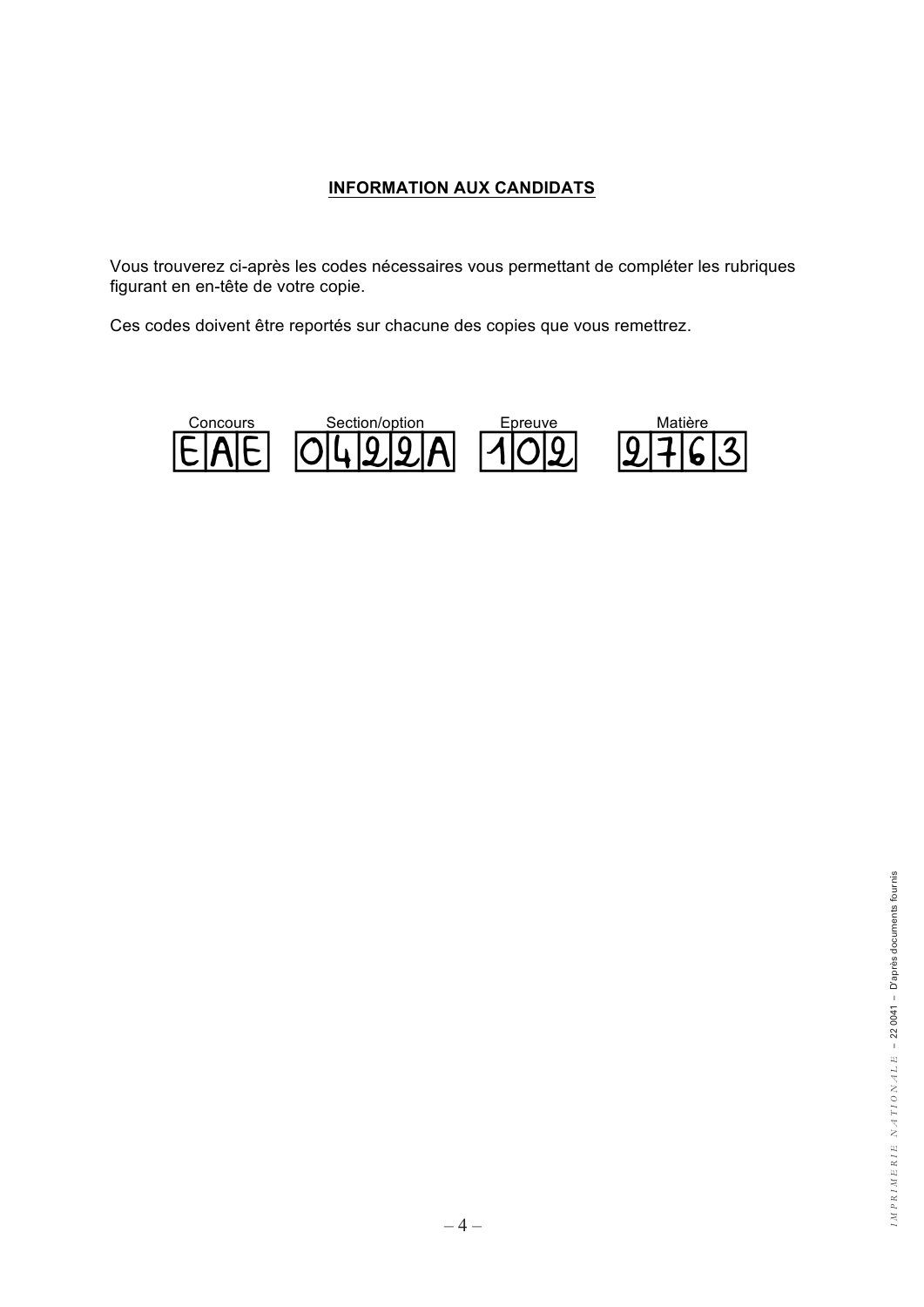## INFORMATION AUX CANDIDATS

Vous trouverez ci-après les codes nécessaires vous permettant de compléter les rubriques figurant en en-tête de votre copie.

Ces codes doivent être reportés sur chacune des copies que vous remettrez.

| Concours | Section/option | Epreuve | Matière |
| --- | --- | --- | --- |
| EAE | 0422A | 102 | 2763 |

IMPRIMERIE NATIONALE – 22 0041 – D'après documents fournis